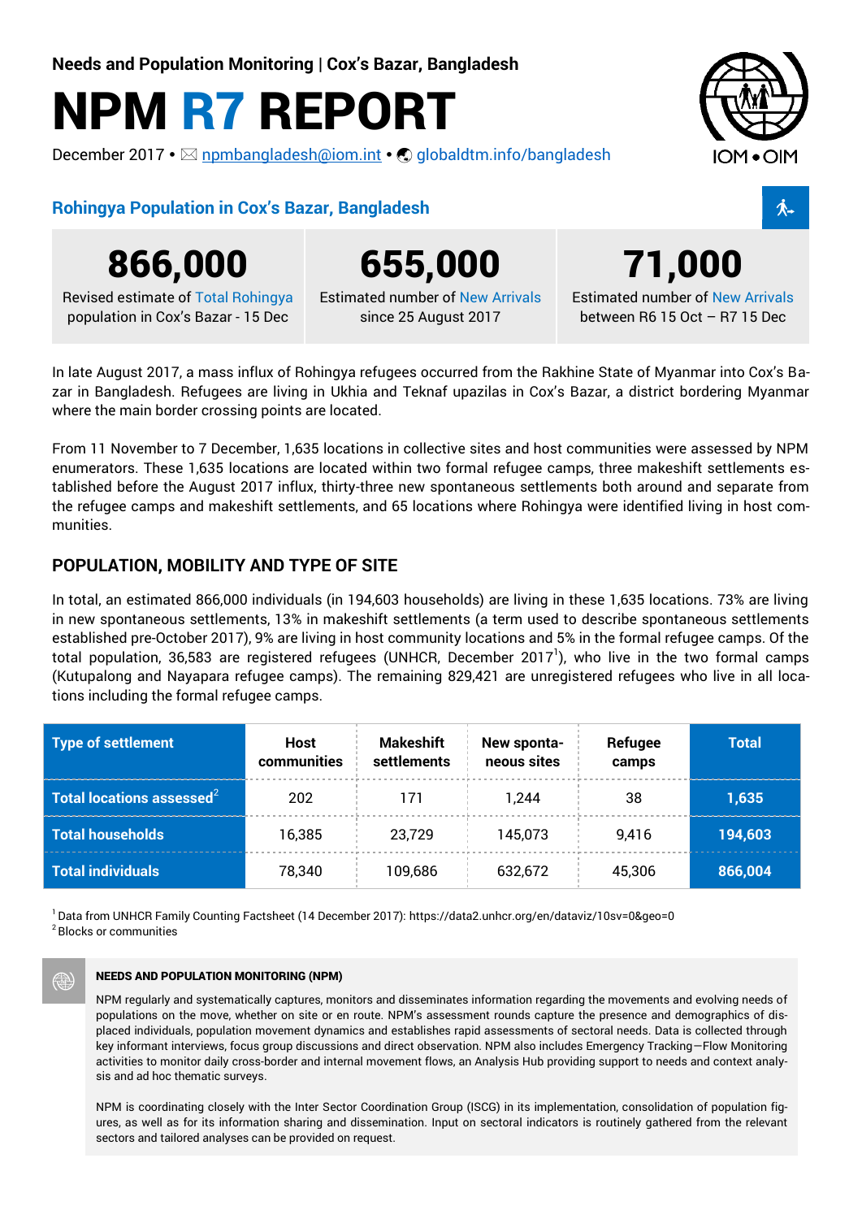Needs and Population Monitoring | Cox's Bazar, Bangladesh

# NPM R7 REPORT

December 2017 • npmbangladesh@iom.int • globaldtm.info/bangladesh

## Rohingya Population in Cox's Bazar, Bangladesh

**866,000**
Revised estimate of Total Rohingya population in Cox's Bazar - 15 Dec

**655,000**
Estimated number of New Arrivals since 25 August 2017

**71,000**
Estimated number of New Arrivals between R6 15 Oct – R7 15 Dec

In late August 2017, a mass influx of Rohingya refugees occurred from the Rakhine State of Myanmar into Cox's Bazar in Bangladesh. Refugees are living in Ukhia and Teknaf upazilas in Cox's Bazar, a district bordering Myanmar where the main border crossing points are located.

From 11 November to 7 December, 1,635 locations in collective sites and host communities were assessed by NPM enumerators. These 1,635 locations are located within two formal refugee camps, three makeshift settlements established before the August 2017 influx, thirty-three new spontaneous settlements both around and separate from the refugee camps and makeshift settlements, and 65 locations where Rohingya were identified living in host communities.

## POPULATION, MOBILITY AND TYPE OF SITE

In total, an estimated 866,000 individuals (in 194,603 households) are living in these 1,635 locations. 73% are living in new spontaneous settlements, 13% in makeshift settlements (a term used to describe spontaneous settlements established pre-October 2017), 9% are living in host community locations and 5% in the formal refugee camps. Of the total population, 36,583 are registered refugees (UNHCR, December 2017[1]), who live in the two formal camps (Kutupalong and Nayapara refugee camps). The remaining 829,421 are unregistered refugees who live in all locations including the formal refugee camps.

| Type of settlement | Host communities | Makeshift settlements | New spontaneous sites | Refugee camps | Total |
|---|---|---|---|---|---|
| Total locations assessed[2] | 202 | 171 | 1,244 | 38 | 1,635 |
| Total households | 16,385 | 23,729 | 145,073 | 9,416 | 194,603 |
| Total individuals | 78,340 | 109,686 | 632,672 | 45,306 | 866,004 |

[1] Data from UNHCR Family Counting Factsheet (14 December 2017): https://data2.unhcr.org/en/dataviz/10sv=0&geo=0
[2] Blocks or communities

### NEEDS AND POPULATION MONITORING (NPM)

NPM regularly and systematically captures, monitors and disseminates information regarding the movements and evolving needs of populations on the move, whether on site or en route. NPM's assessment rounds capture the presence and demographics of displaced individuals, population movement dynamics and establishes rapid assessments of sectoral needs. Data is collected through key informant interviews, focus group discussions and direct observation. NPM also includes Emergency Tracking—Flow Monitoring activities to monitor daily cross-border and internal movement flows, an Analysis Hub providing support to needs and context analysis and ad hoc thematic surveys.

NPM is coordinating closely with the Inter Sector Coordination Group (ISCG) in its implementation, consolidation of population figures, as well as for its information sharing and dissemination. Input on sectoral indicators is routinely gathered from the relevant sectors and tailored analyses can be provided on request.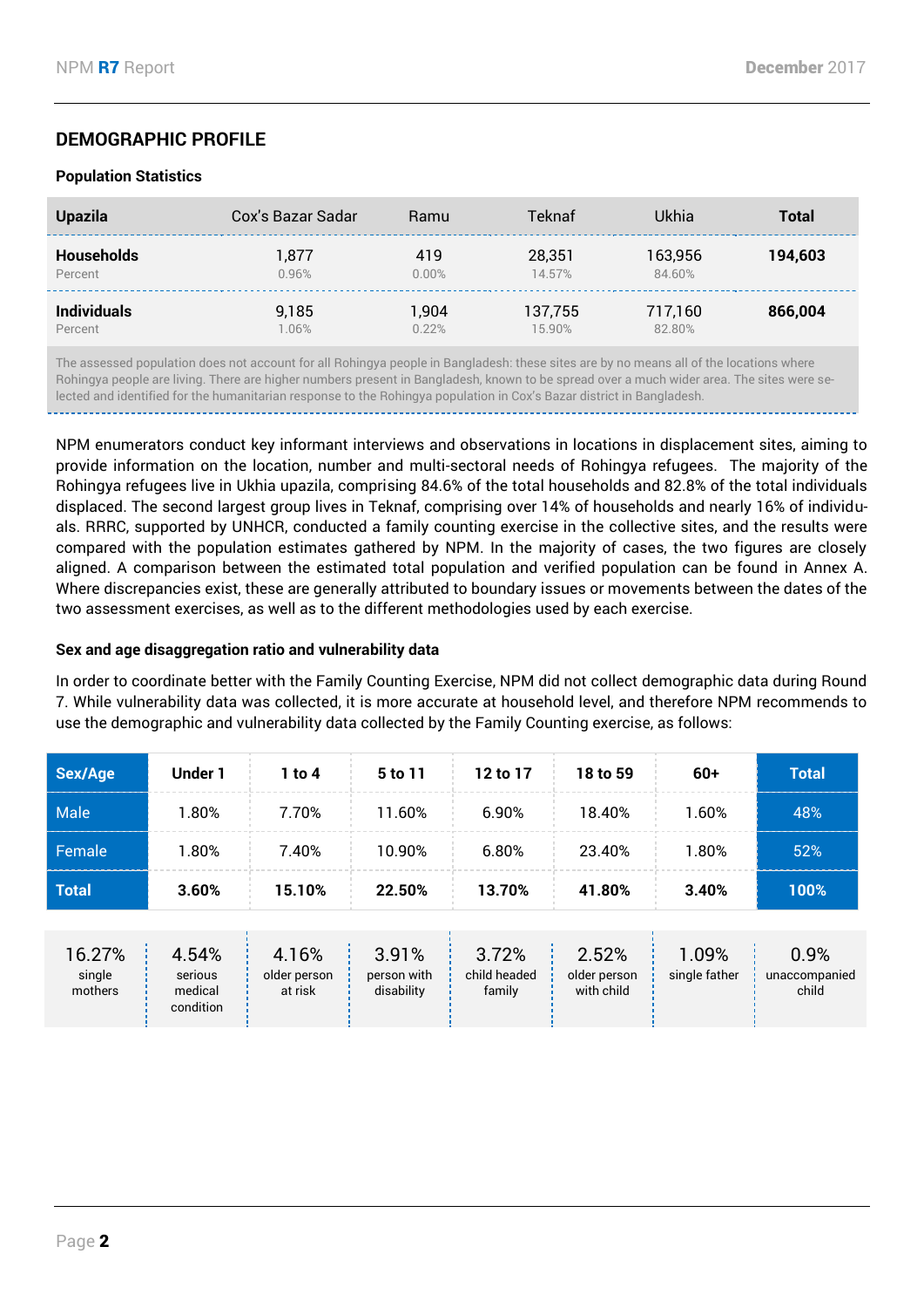## DEMOGRAPHIC PROFILE

### Population Statistics

| Upazila | Cox's Bazar Sadar | Ramu | Teknaf | Ukhia | Total |
|---|---|---|---|---|---|
| **Households** | 1,877 | 419 | 28,351 | 163,956 | **194,603** |
| Percent | 0.96% | 0.00% | 14.57% | 84.60% | |
| **Individuals** | 9,185 | 1,904 | 137,755 | 717,160 | **866,004** |
| Percent | 1.06% | 0.22% | 15.90% | 82.80% | |

The assessed population does not account for all Rohingya people in Bangladesh: these sites are by no means all of the locations where Rohingya people are living. There are higher numbers present in Bangladesh, known to be spread over a much wider area. The sites were selected and identified for the humanitarian response to the Rohingya population in Cox's Bazar district in Bangladesh.

NPM enumerators conduct key informant interviews and observations in locations in displacement sites, aiming to provide information on the location, number and multi-sectoral needs of Rohingya refugees. The majority of the Rohingya refugees live in Ukhia upazila, comprising 84.6% of the total households and 82.8% of the total individuals displaced. The second largest group lives in Teknaf, comprising over 14% of households and nearly 16% of individuals. RRRC, supported by UNHCR, conducted a family counting exercise in the collective sites, and the results were compared with the population estimates gathered by NPM. In the majority of cases, the two figures are closely aligned. A comparison between the estimated total population and verified population can be found in Annex A. Where discrepancies exist, these are generally attributed to boundary issues or movements between the dates of the two assessment exercises, as well as to the different methodologies used by each exercise.

### Sex and age disaggregation ratio and vulnerability data

In order to coordinate better with the Family Counting Exercise, NPM did not collect demographic data during Round 7. While vulnerability data was collected, it is more accurate at household level, and therefore NPM recommends to use the demographic and vulnerability data collected by the Family Counting exercise, as follows:

| Sex/Age | Under 1 | 1 to 4 | 5 to 11 | 12 to 17 | 18 to 59 | 60+ | Total |
|---|---|---|---|---|---|---|---|
| Male | 1.80% | 7.70% | 11.60% | 6.90% | 18.40% | 1.60% | 48% |
| Female | 1.80% | 7.40% | 10.90% | 6.80% | 23.40% | 1.80% | 52% |
| **Total** | **3.60%** | **15.10%** | **22.50%** | **13.70%** | **41.80%** | **3.40%** | **100%** |

| 16.27% | 4.54% | 4.16% | 3.91% | 3.72% | 2.52% | 1.09% | 0.9% |
|---|---|---|---|---|---|---|---|
| single mothers | serious medical condition | older person at risk | person with disability | child headed family | older person with child | single father | unaccompanied child |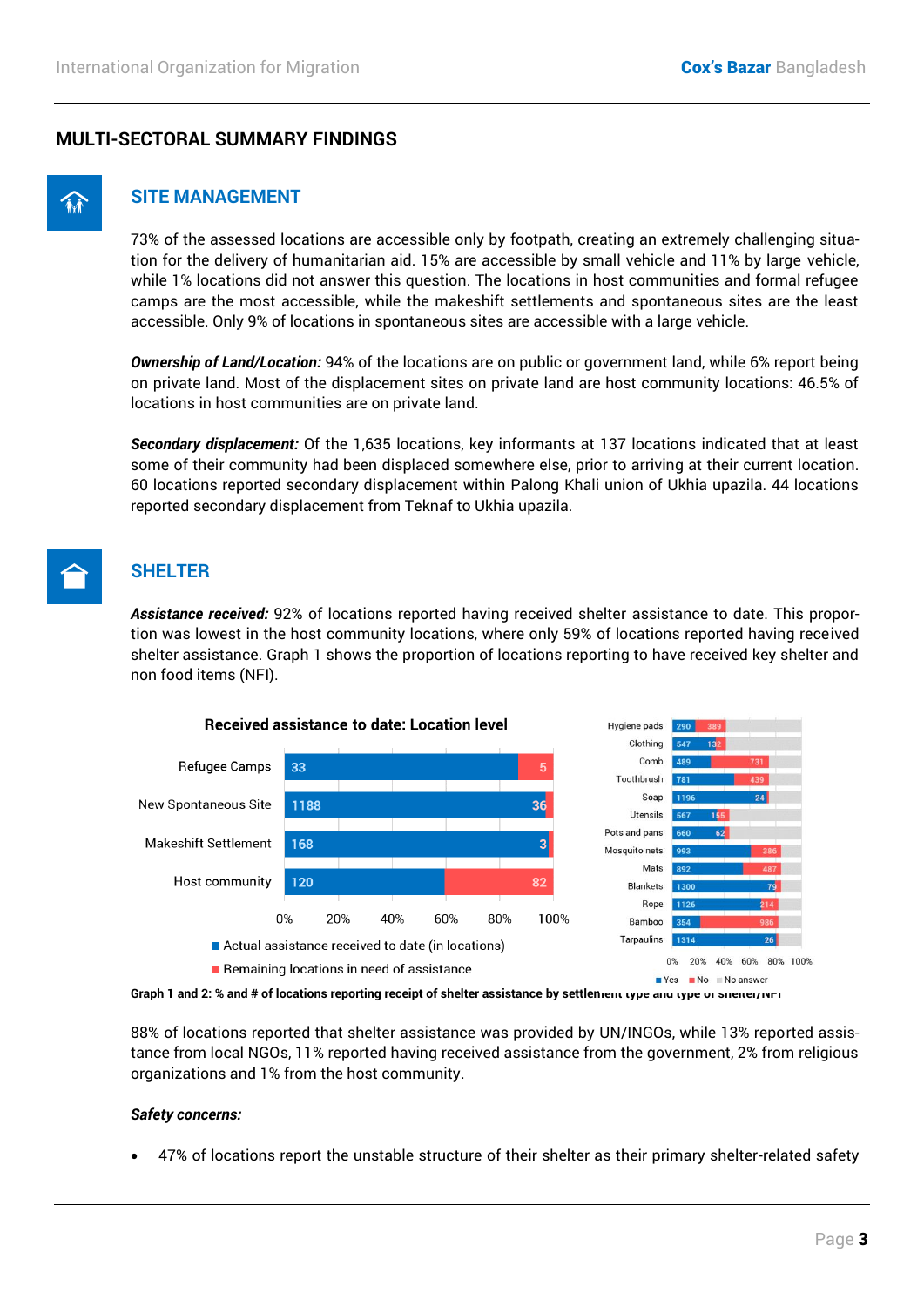## MULTI-SECTORAL SUMMARY FINDINGS

### SITE MANAGEMENT

73% of the assessed locations are accessible only by footpath, creating an extremely challenging situation for the delivery of humanitarian aid. 15% are accessible by small vehicle and 11% by large vehicle, while 1% locations did not answer this question. The locations in host communities and formal refugee camps are the most accessible, while the makeshift settlements and spontaneous sites are the least accessible. Only 9% of locations in spontaneous sites are accessible with a large vehicle.

***Ownership of Land/Location:*** 94% of the locations are on public or government land, while 6% report being on private land. Most of the displacement sites on private land are host community locations: 46.5% of locations in host communities are on private land.

***Secondary displacement:*** Of the 1,635 locations, key informants at 137 locations indicated that at least some of their community had been displaced somewhere else, prior to arriving at their current location. 60 locations reported secondary displacement within Palong Khali union of Ukhia upazila. 44 locations reported secondary displacement from Teknaf to Ukhia upazila.

### SHELTER

***Assistance received:*** 92% of locations reported having received shelter assistance to date. This proportion was lowest in the host community locations, where only 59% of locations reported having received shelter assistance. Graph 1 shows the proportion of locations reporting to have received key shelter and non food items (NFI).

**Received assistance to date: Location level**

| | Actual assistance received to date (in locations) | Remaining locations in need of assistance |
|---|---|---|
| Refugee Camps | 33 | 5 |
| New Spontaneous Site | 1188 | 36 |
| Makeshift Settlement | 168 | 3 |
| Host community | 120 | 82 |

| | Yes | No |
|---|---|---|
| Hygiene pads | 290 | 389 |
| Clothing | 547 | 132 |
| Comb | 489 | 731 |
| Toothbrush | 781 | 439 |
| Soap | 1196 | 24 |
| Utensils | 567 | 155 |
| Pots and pans | 660 | 62 |
| Mosquito nets | 993 | 386 |
| Mats | 892 | 487 |
| Blankets | 1300 | 79 |
| Rope | 1126 | 214 |
| Bamboo | 354 | 986 |
| Tarpaulins | 1314 | 26 |

**Graph 1 and 2: % and # of locations reporting receipt of shelter assistance by settlement type and type of shelter/NFI**

88% of locations reported that shelter assistance was provided by UN/INGOs, while 13% reported assistance from local NGOs, 11% reported having received assistance from the government, 2% from religious organizations and 1% from the host community.

***Safety concerns:***

- 47% of locations report the unstable structure of their shelter as their primary shelter-related safety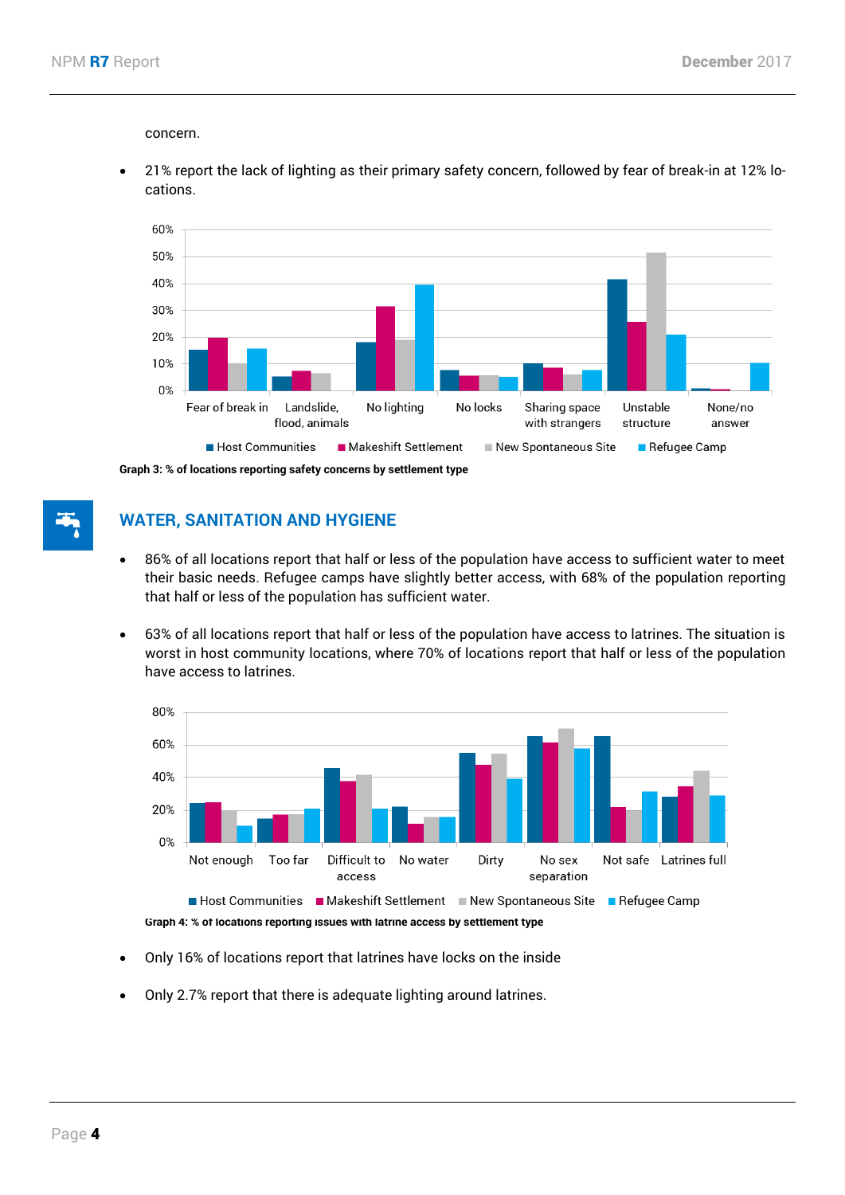concern.

- 21% report the lack of lighting as their primary safety concern, followed by fear of break-in at 12% locations.

**Graph 3: % of locations reporting safety concerns by settlement type**

## WATER, SANITATION AND HYGIENE

- 86% of all locations report that half or less of the population have access to sufficient water to meet their basic needs. Refugee camps have slightly better access, with 68% of the population reporting that half or less of the population has sufficient water.

- 63% of all locations report that half or less of the population have access to latrines. The situation is worst in host community locations, where 70% of locations report that half or less of the population have access to latrines.

**Graph 4: % of locations reporting issues with latrine access by settlement type**

- Only 16% of locations report that latrines have locks on the inside

- Only 2.7% report that there is adequate lighting around latrines.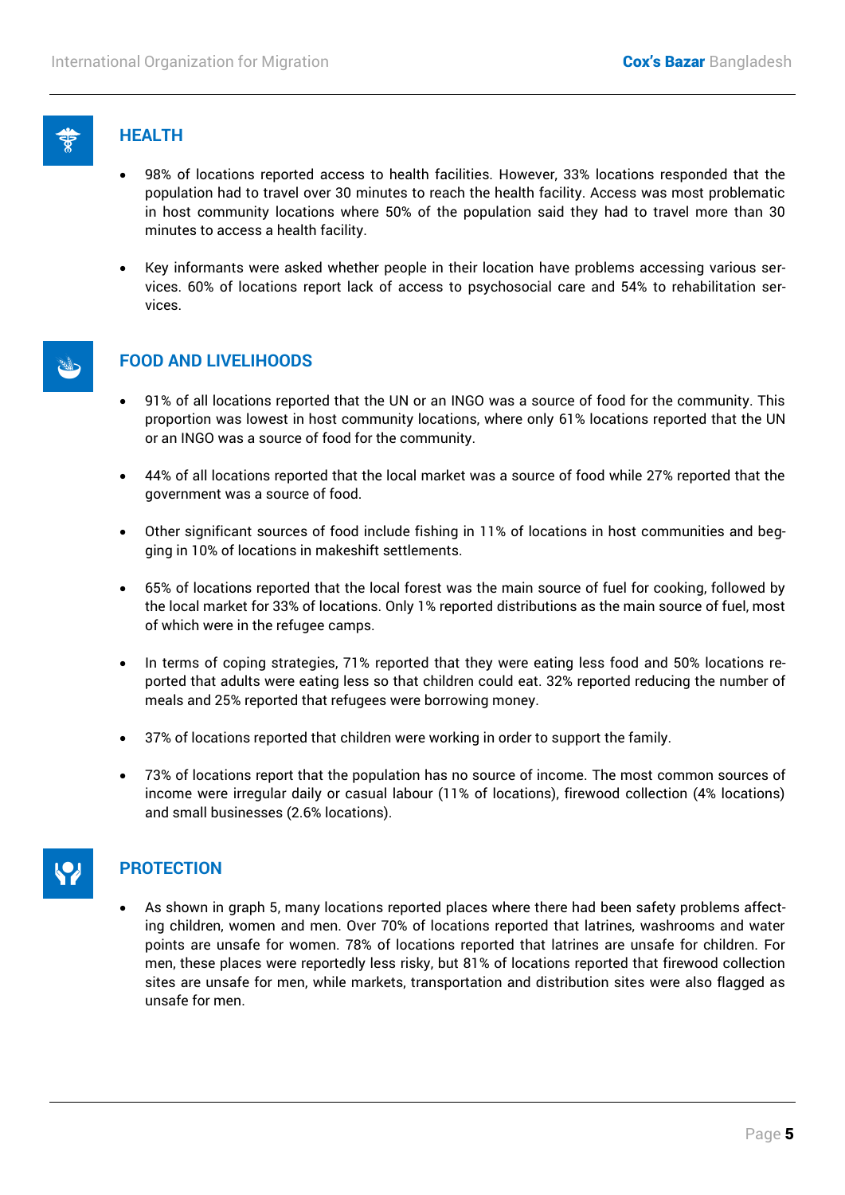## HEALTH

- 98% of locations reported access to health facilities. However, 33% locations responded that the population had to travel over 30 minutes to reach the health facility. Access was most problematic in host community locations where 50% of the population said they had to travel more than 30 minutes to access a health facility.
- Key informants were asked whether people in their location have problems accessing various services. 60% of locations report lack of access to psychosocial care and 54% to rehabilitation services.

## FOOD AND LIVELIHOODS

- 91% of all locations reported that the UN or an INGO was a source of food for the community. This proportion was lowest in host community locations, where only 61% locations reported that the UN or an INGO was a source of food for the community.
- 44% of all locations reported that the local market was a source of food while 27% reported that the government was a source of food.
- Other significant sources of food include fishing in 11% of locations in host communities and begging in 10% of locations in makeshift settlements.
- 65% of locations reported that the local forest was the main source of fuel for cooking, followed by the local market for 33% of locations. Only 1% reported distributions as the main source of fuel, most of which were in the refugee camps.
- In terms of coping strategies, 71% reported that they were eating less food and 50% locations reported that adults were eating less so that children could eat. 32% reported reducing the number of meals and 25% reported that refugees were borrowing money.
- 37% of locations reported that children were working in order to support the family.
- 73% of locations report that the population has no source of income. The most common sources of income were irregular daily or casual labour (11% of locations), firewood collection (4% locations) and small businesses (2.6% locations).

## PROTECTION

- As shown in graph 5, many locations reported places where there had been safety problems affecting children, women and men. Over 70% of locations reported that latrines, washrooms and water points are unsafe for women. 78% of locations reported that latrines are unsafe for children. For men, these places were reportedly less risky, but 81% of locations reported that firewood collection sites are unsafe for men, while markets, transportation and distribution sites were also flagged as unsafe for men.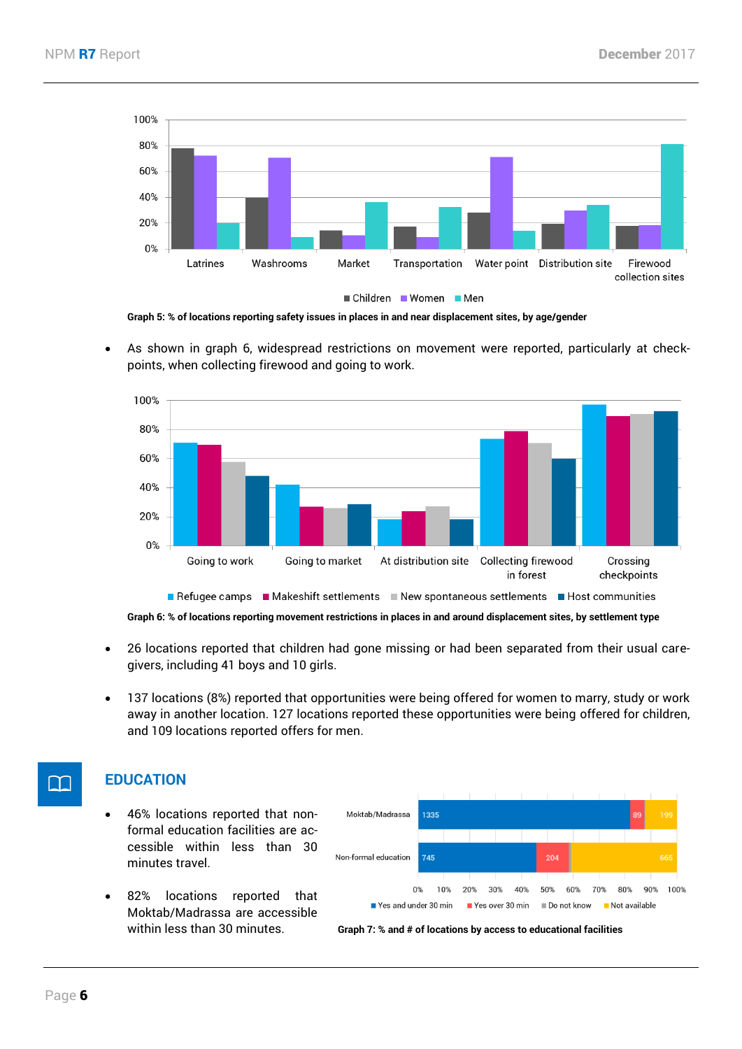Graph 5: % of locations reporting safety issues in places in and near displacement sites, by age/gender

- As shown in graph 6, widespread restrictions on movement were reported, particularly at checkpoints, when collecting firewood and going to work.

Graph 6: % of locations reporting movement restrictions in places in and around displacement sites, by settlement type

- 26 locations reported that children had gone missing or had been separated from their usual caregivers, including 41 boys and 10 girls.

- 137 locations (8%) reported that opportunities were being offered for women to marry, study or work away in another location. 127 locations reported these opportunities were being offered for children, and 109 locations reported offers for men.

## EDUCATION

- 46% locations reported that non-formal education facilities are accessible within less than 30 minutes travel.

- 82% locations reported that Moktab/Madrassa are accessible within less than 30 minutes.

Graph 7: % and # of locations by access to educational facilities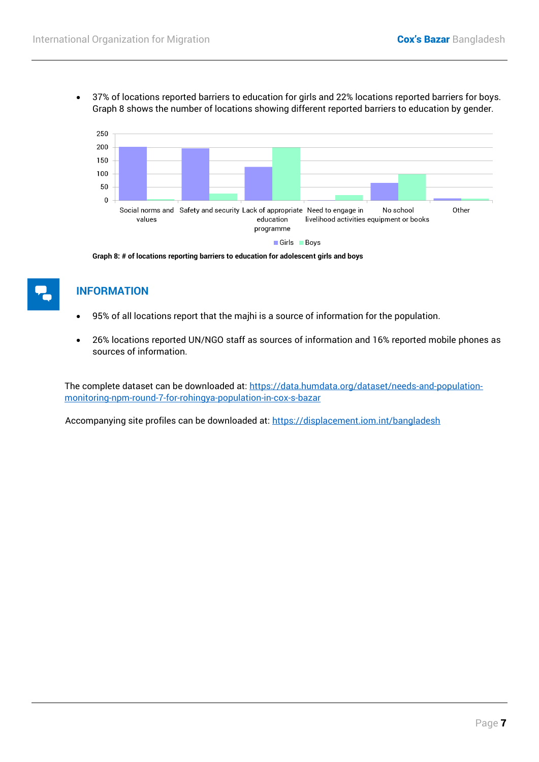- 37% of locations reported barriers to education for girls and 22% locations reported barriers for boys. Graph 8 shows the number of locations showing different reported barriers to education by gender.

Graph 8: # of locations reporting barriers to education for adolescent girls and boys

## INFORMATION

- 95% of all locations report that the majhi is a source of information for the population.

- 26% locations reported UN/NGO staff as sources of information and 16% reported mobile phones as sources of information.

The complete dataset can be downloaded at: https://data.humdata.org/dataset/needs-and-population-monitoring-npm-round-7-for-rohingya-population-in-cox-s-bazar

Accompanying site profiles can be downloaded at: https://displacement.iom.int/bangladesh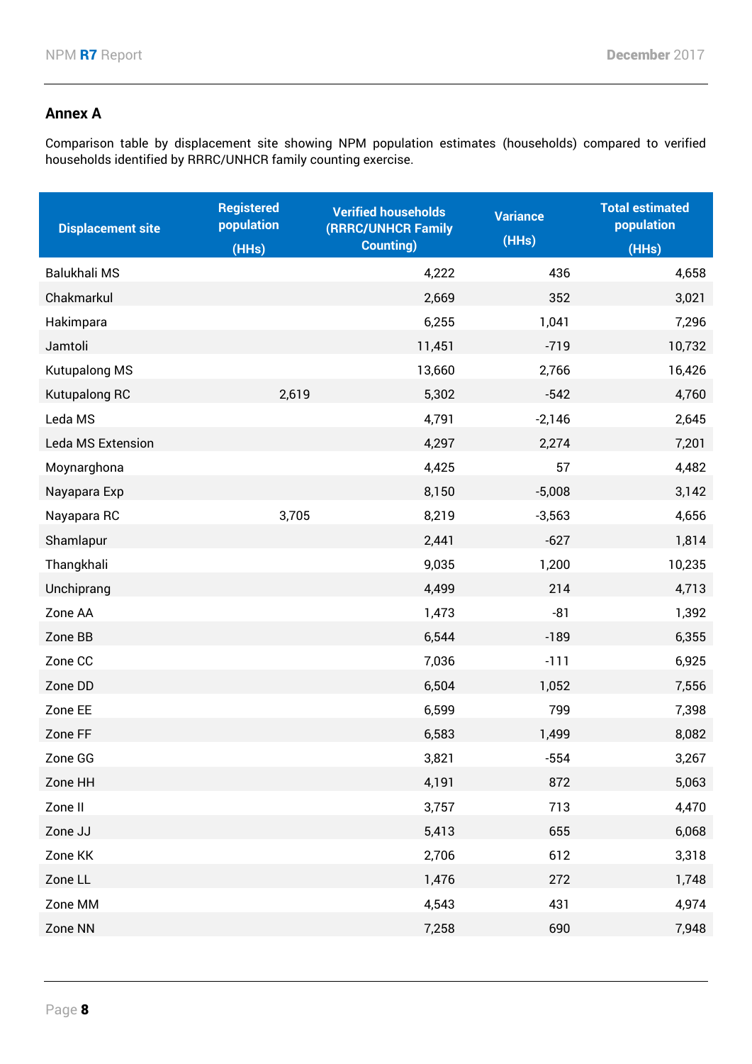## Annex A

Comparison table by displacement site showing NPM population estimates (households) compared to verified households identified by RRRC/UNHCR family counting exercise.

| Displacement site | Registered population (HHs) | Verified households (RRRC/UNHCR Family Counting) | Variance (HHs) | Total estimated population (HHs) |
|---|---|---|---|---|
| Balukhali MS | | 4,222 | 436 | 4,658 |
| Chakmarkul | | 2,669 | 352 | 3,021 |
| Hakimpara | | 6,255 | 1,041 | 7,296 |
| Jamtoli | | 11,451 | -719 | 10,732 |
| Kutupalong MS | | 13,660 | 2,766 | 16,426 |
| Kutupalong RC | 2,619 | 5,302 | -542 | 4,760 |
| Leda MS | | 4,791 | -2,146 | 2,645 |
| Leda MS Extension | | 4,297 | 2,274 | 7,201 |
| Moynarghona | | 4,425 | 57 | 4,482 |
| Nayapara Exp | | 8,150 | -5,008 | 3,142 |
| Nayapara RC | 3,705 | 8,219 | -3,563 | 4,656 |
| Shamlapur | | 2,441 | -627 | 1,814 |
| Thangkhali | | 9,035 | 1,200 | 10,235 |
| Unchiprang | | 4,499 | 214 | 4,713 |
| Zone AA | | 1,473 | -81 | 1,392 |
| Zone BB | | 6,544 | -189 | 6,355 |
| Zone CC | | 7,036 | -111 | 6,925 |
| Zone DD | | 6,504 | 1,052 | 7,556 |
| Zone EE | | 6,599 | 799 | 7,398 |
| Zone FF | | 6,583 | 1,499 | 8,082 |
| Zone GG | | 3,821 | -554 | 3,267 |
| Zone HH | | 4,191 | 872 | 5,063 |
| Zone II | | 3,757 | 713 | 4,470 |
| Zone JJ | | 5,413 | 655 | 6,068 |
| Zone KK | | 2,706 | 612 | 3,318 |
| Zone LL | | 1,476 | 272 | 1,748 |
| Zone MM | | 4,543 | 431 | 4,974 |
| Zone NN | | 7,258 | 690 | 7,948 |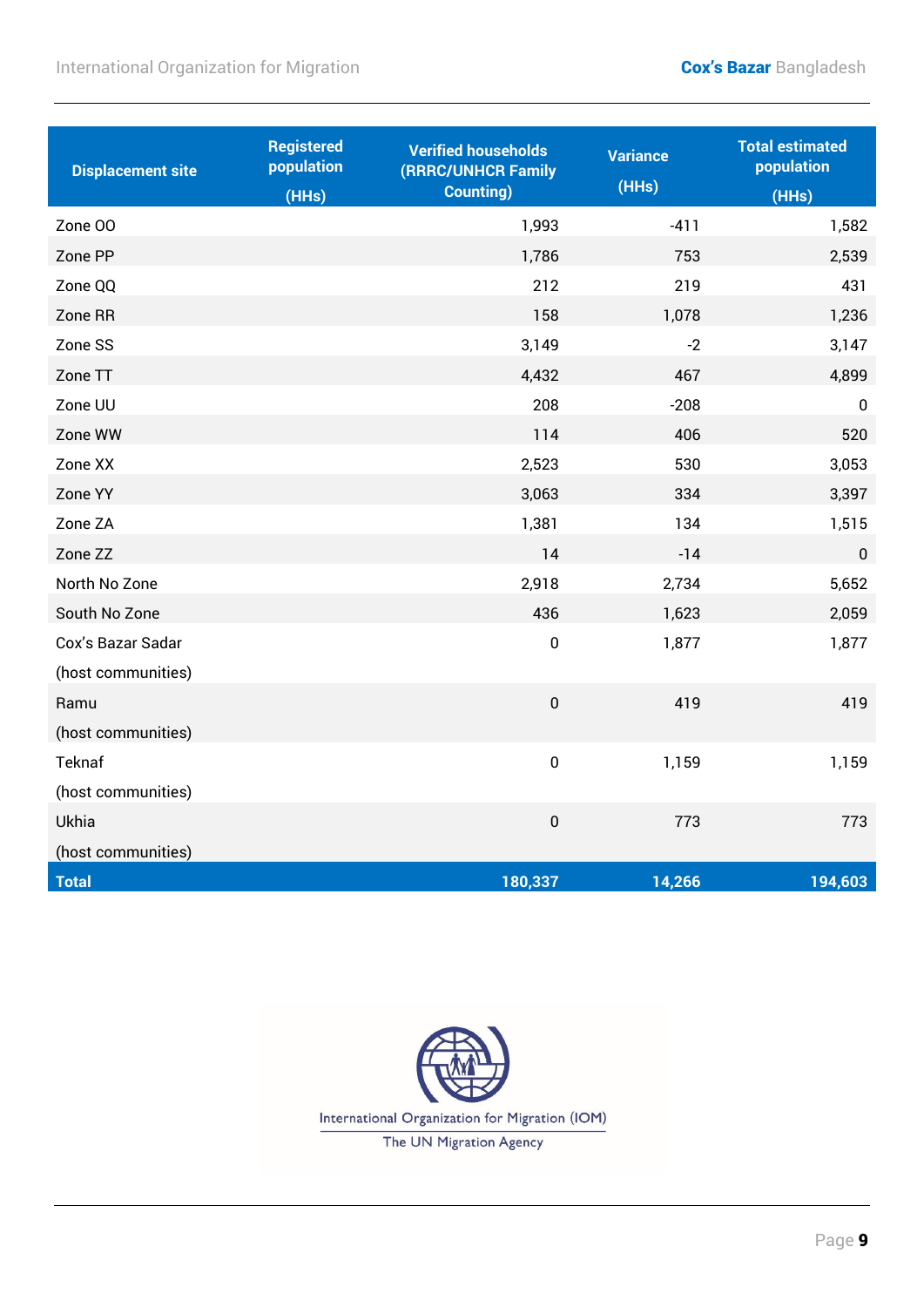| Displacement site | Registered population (HHs) | Verified households (RRRC/UNHCR Family Counting) | Variance (HHs) | Total estimated population (HHs) |
|---|---|---|---|---|
| Zone OO | | 1,993 | -411 | 1,582 |
| Zone PP | | 1,786 | 753 | 2,539 |
| Zone QQ | | 212 | 219 | 431 |
| Zone RR | | 158 | 1,078 | 1,236 |
| Zone SS | | 3,149 | -2 | 3,147 |
| Zone TT | | 4,432 | 467 | 4,899 |
| Zone UU | | 208 | -208 | 0 |
| Zone WW | | 114 | 406 | 520 |
| Zone XX | | 2,523 | 530 | 3,053 |
| Zone YY | | 3,063 | 334 | 3,397 |
| Zone ZA | | 1,381 | 134 | 1,515 |
| Zone ZZ | | 14 | -14 | 0 |
| North No Zone | | 2,918 | 2,734 | 5,652 |
| South No Zone | | 436 | 1,623 | 2,059 |
| Cox's Bazar Sadar (host communities) | | 0 | 1,877 | 1,877 |
| Ramu (host communities) | | 0 | 419 | 419 |
| Teknaf (host communities) | | 0 | 1,159 | 1,159 |
| Ukhia (host communities) | | 0 | 773 | 773 |
| **Total** | | **180,337** | **14,266** | **194,603** |